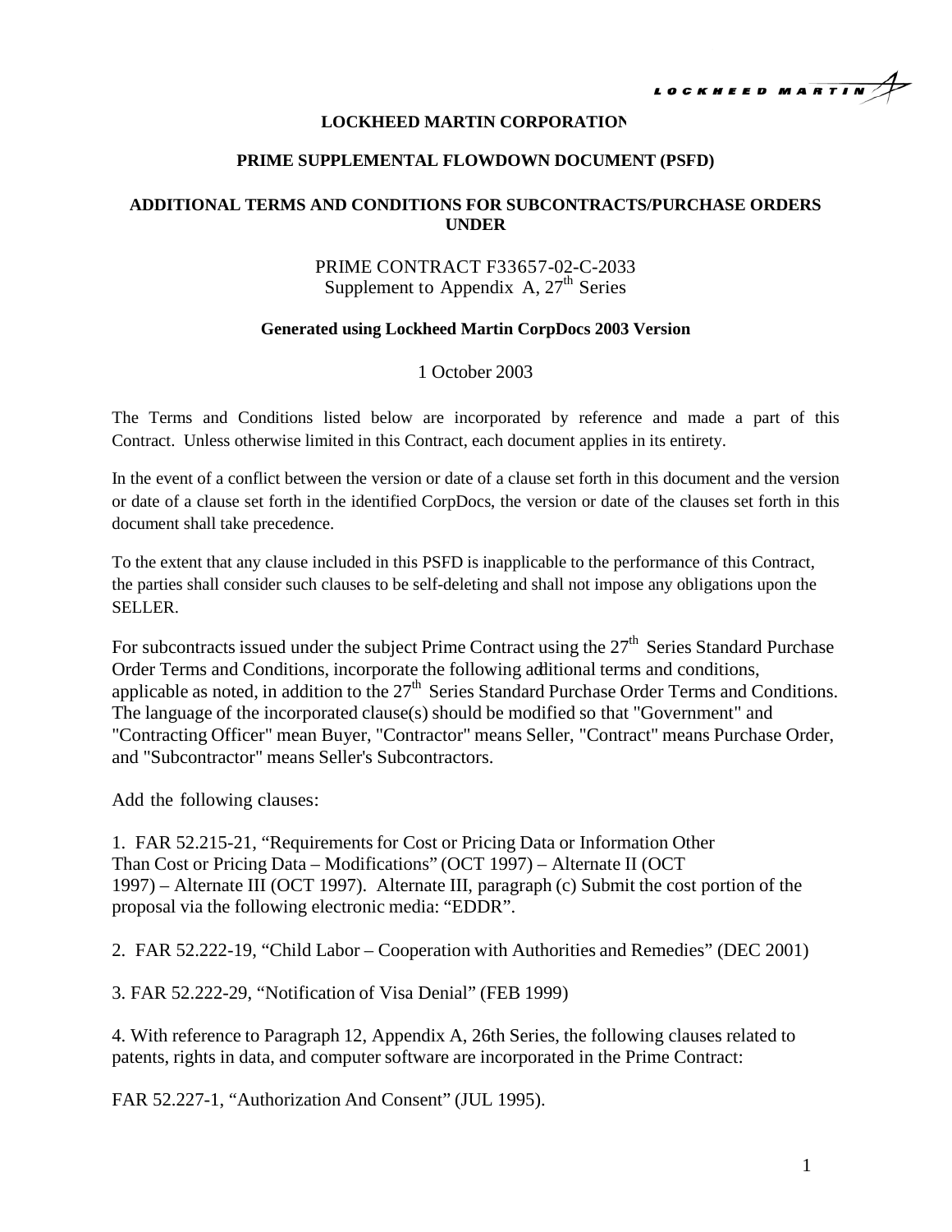**LOCKHEED MARTIN CORPORATION**

**PRIME SUPPLEMENTAL FLOWDOWN DOCUMENT (PSFD)**

**ADDITIONAL TERMS AND CONDITIONS FOR SUBCONTRACTS/PURCHASE ORDERS UNDER**

PRIME CONTRACT F33657-02-C-2033
Supplement to Appendix A, 27th Series

**Generated using Lockheed Martin CorpDocs 2003 Version**

1 October 2003

The Terms and Conditions listed below are incorporated by reference and made a part of this Contract. Unless otherwise limited in this Contract, each document applies in its entirety.

In the event of a conflict between the version or date of a clause set forth in this document and the version or date of a clause set forth in the identified CorpDocs, the version or date of the clauses set forth in this document shall take precedence.

To the extent that any clause included in this PSFD is inapplicable to the performance of this Contract, the parties shall consider such clauses to be self-deleting and shall not impose any obligations upon the SELLER.

For subcontracts issued under the subject Prime Contract using the 27th Series Standard Purchase Order Terms and Conditions, incorporate the following additional terms and conditions, applicable as noted, in addition to the 27th Series Standard Purchase Order Terms and Conditions. The language of the incorporated clause(s) should be modified so that "Government" and "Contracting Officer" mean Buyer, "Contractor" means Seller, "Contract" means Purchase Order, and "Subcontractor" means Seller's Subcontractors.

Add the following clauses:

1. FAR 52.215-21, "Requirements for Cost or Pricing Data or Information Other Than Cost or Pricing Data – Modifications" (OCT 1997) – Alternate II (OCT 1997) – Alternate III (OCT 1997). Alternate III, paragraph (c) Submit the cost portion of the proposal via the following electronic media: "EDDR".

2. FAR 52.222-19, "Child Labor – Cooperation with Authorities and Remedies" (DEC 2001)

3. FAR 52.222-29, "Notification of Visa Denial" (FEB 1999)

4. With reference to Paragraph 12, Appendix A, 26th Series, the following clauses related to patents, rights in data, and computer software are incorporated in the Prime Contract:

FAR 52.227-1, "Authorization And Consent" (JUL 1995).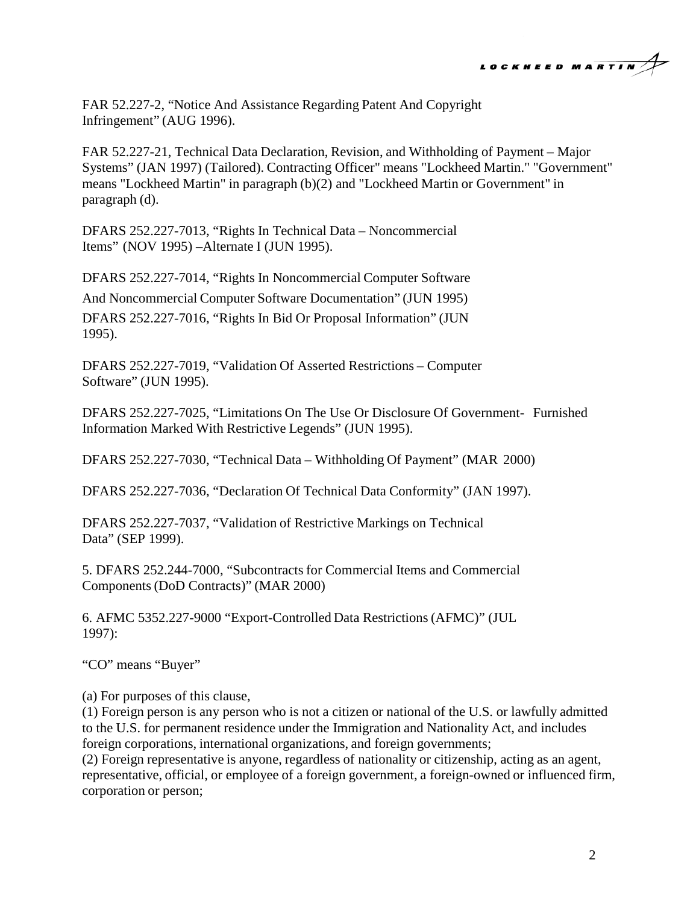FAR 52.227-2, “Notice And Assistance Regarding Patent And Copyright Infringement” (AUG 1996).

FAR 52.227-21, Technical Data Declaration, Revision, and Withholding of Payment – Major Systems” (JAN 1997) (Tailored). Contracting Officer" means "Lockheed Martin." "Government" means "Lockheed Martin" in paragraph (b)(2) and "Lockheed Martin or Government" in paragraph (d).

DFARS 252.227-7013, “Rights In Technical Data – Noncommercial Items” (NOV 1995) –Alternate I (JUN 1995).

DFARS 252.227-7014, “Rights In Noncommercial Computer Software And Noncommercial Computer Software Documentation” (JUN 1995)

DFARS 252.227-7016, “Rights In Bid Or Proposal Information” (JUN 1995).

DFARS 252.227-7019, “Validation Of Asserted Restrictions – Computer Software” (JUN 1995).

DFARS 252.227-7025, “Limitations On The Use Or Disclosure Of Government- Furnished Information Marked With Restrictive Legends” (JUN 1995).

DFARS 252.227-7030, “Technical Data – Withholding Of Payment” (MAR 2000)

DFARS 252.227-7036, “Declaration Of Technical Data Conformity” (JAN 1997).

DFARS 252.227-7037, “Validation of Restrictive Markings on Technical Data” (SEP 1999).

5. DFARS 252.244-7000, “Subcontracts for Commercial Items and Commercial Components (DoD Contracts)” (MAR 2000)

6. AFMC 5352.227-9000 “Export-Controlled Data Restrictions (AFMC)” (JUL 1997):

“CO” means “Buyer”

(a) For purposes of this clause,
(1) Foreign person is any person who is not a citizen or national of the U.S. or lawfully admitted to the U.S. for permanent residence under the Immigration and Nationality Act, and includes foreign corporations, international organizations, and foreign governments;
(2) Foreign representative is anyone, regardless of nationality or citizenship, acting as an agent, representative, official, or employee of a foreign government, a foreign-owned or influenced firm, corporation or person;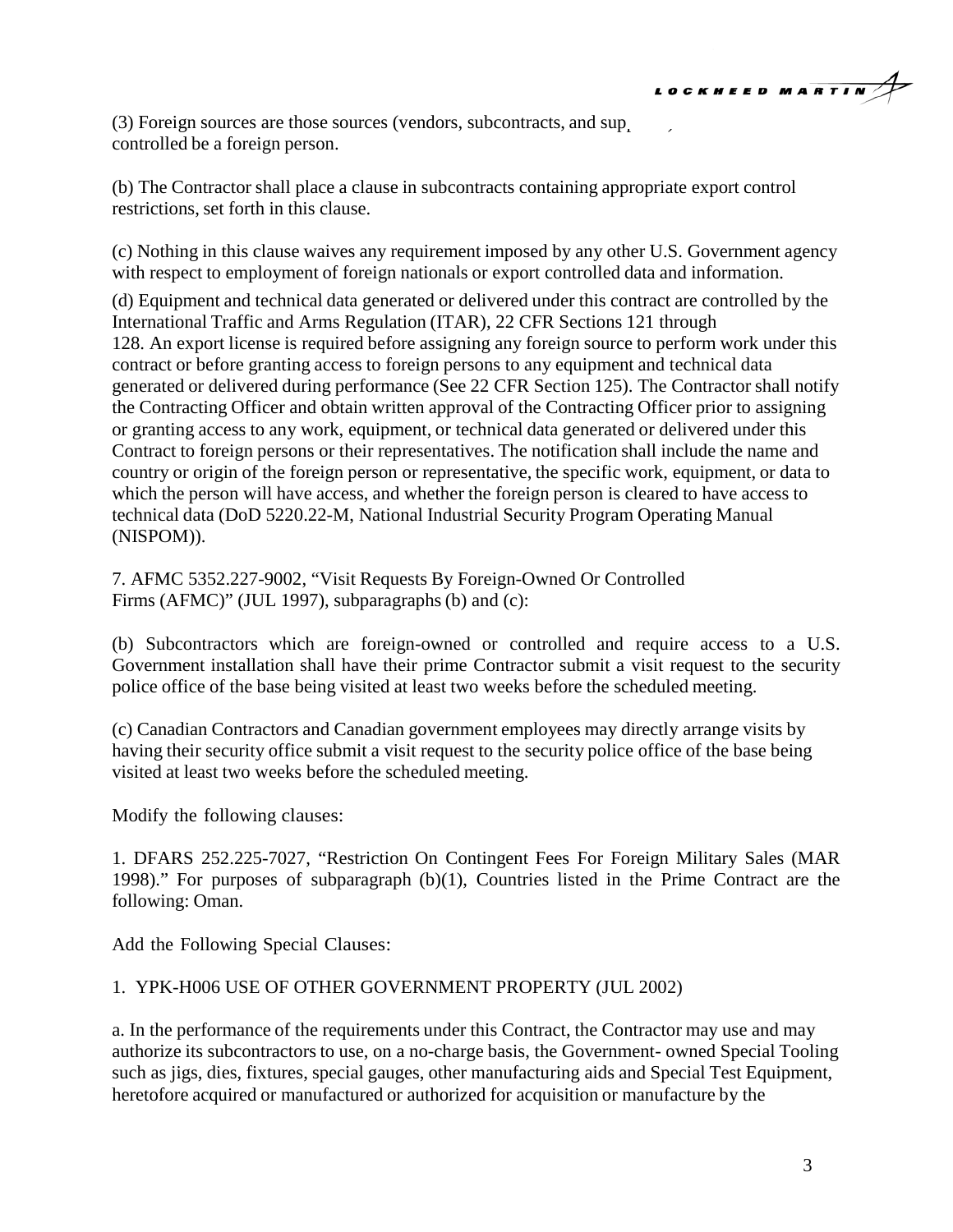(3) Foreign sources are those sources (vendors, subcontracts, and sup, , controlled be a foreign person.

(b) The Contractor shall place a clause in subcontracts containing appropriate export control restrictions, set forth in this clause.

(c) Nothing in this clause waives any requirement imposed by any other U.S. Government agency with respect to employment of foreign nationals or export controlled data and information.

(d) Equipment and technical data generated or delivered under this contract are controlled by the International Traffic and Arms Regulation (ITAR), 22 CFR Sections 121 through 128. An export license is required before assigning any foreign source to perform work under this contract or before granting access to foreign persons to any equipment and technical data generated or delivered during performance (See 22 CFR Section 125). The Contractor shall notify the Contracting Officer and obtain written approval of the Contracting Officer prior to assigning or granting access to any work, equipment, or technical data generated or delivered under this Contract to foreign persons or their representatives. The notification shall include the name and country or origin of the foreign person or representative, the specific work, equipment, or data to which the person will have access, and whether the foreign person is cleared to have access to technical data (DoD 5220.22-M, National Industrial Security Program Operating Manual (NISPOM)).

7. AFMC 5352.227-9002, "Visit Requests By Foreign-Owned Or Controlled Firms (AFMC)" (JUL 1997), subparagraphs (b) and (c):

(b) Subcontractors which are foreign-owned or controlled and require access to a U.S. Government installation shall have their prime Contractor submit a visit request to the security police office of the base being visited at least two weeks before the scheduled meeting.

(c) Canadian Contractors and Canadian government employees may directly arrange visits by having their security office submit a visit request to the security police office of the base being visited at least two weeks before the scheduled meeting.

Modify the following clauses:

1. DFARS 252.225-7027, "Restriction On Contingent Fees For Foreign Military Sales (MAR 1998)." For purposes of subparagraph (b)(1), Countries listed in the Prime Contract are the following: Oman.

Add the Following Special Clauses:

1. YPK-H006 USE OF OTHER GOVERNMENT PROPERTY (JUL 2002)

a. In the performance of the requirements under this Contract, the Contractor may use and may authorize its subcontractors to use, on a no-charge basis, the Government- owned Special Tooling such as jigs, dies, fixtures, special gauges, other manufacturing aids and Special Test Equipment, heretofore acquired or manufactured or authorized for acquisition or manufacture by the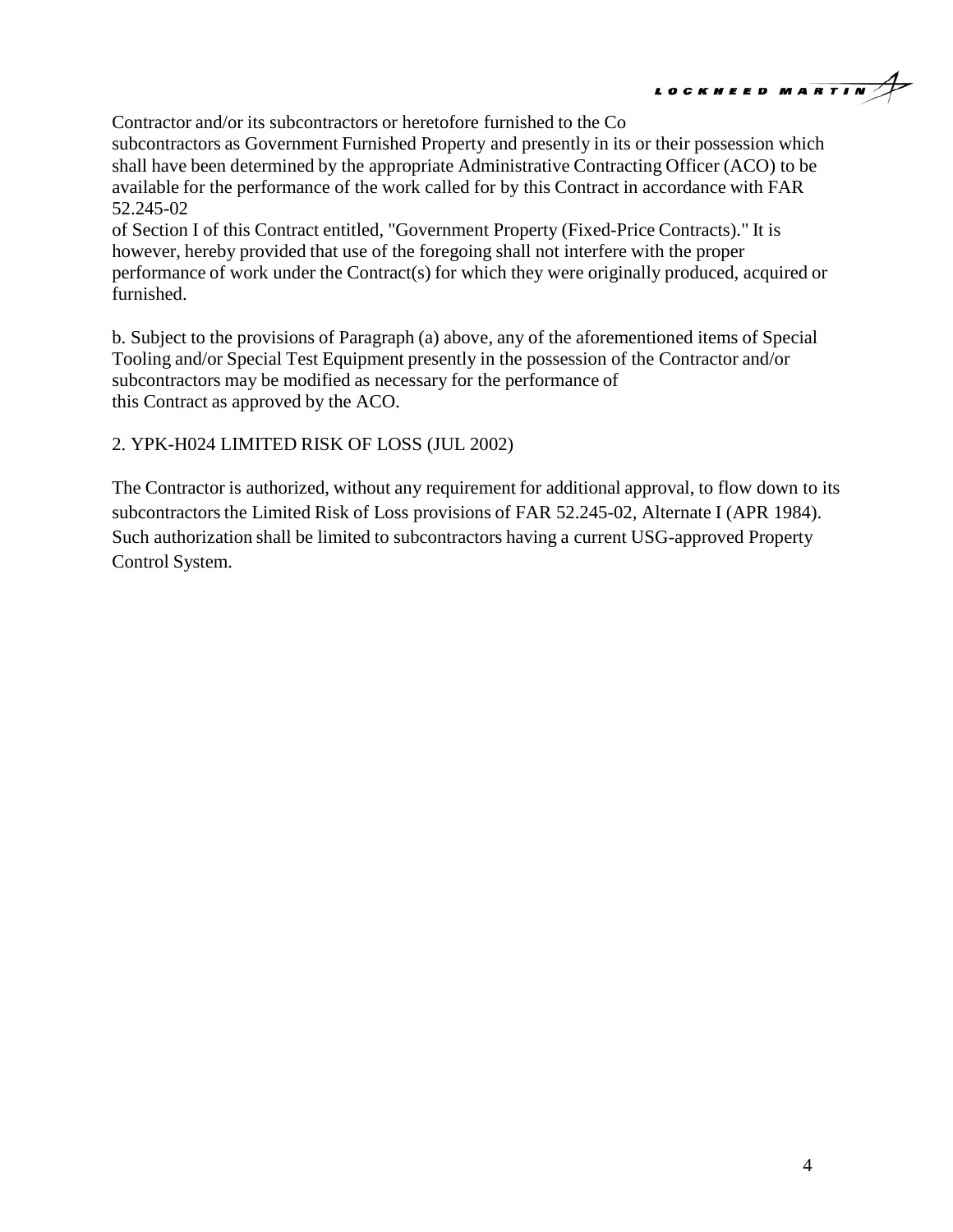Contractor and/or its subcontractors or heretofore furnished to the Co subcontractors as Government Furnished Property and presently in its or their possession which shall have been determined by the appropriate Administrative Contracting Officer (ACO) to be available for the performance of the work called for by this Contract in accordance with FAR 52.245-02 of Section I of this Contract entitled, "Government Property (Fixed-Price Contracts)." It is however, hereby provided that use of the foregoing shall not interfere with the proper performance of work under the Contract(s) for which they were originally produced, acquired or furnished.

b. Subject to the provisions of Paragraph (a) above, any of the aforementioned items of Special Tooling and/or Special Test Equipment presently in the possession of the Contractor and/or subcontractors may be modified as necessary for the performance of this Contract as approved by the ACO.

2. YPK-H024 LIMITED RISK OF LOSS (JUL 2002)

The Contractor is authorized, without any requirement for additional approval, to flow down to its subcontractors the Limited Risk of Loss provisions of FAR 52.245-02, Alternate I (APR 1984). Such authorization shall be limited to subcontractors having a current USG-approved Property Control System.